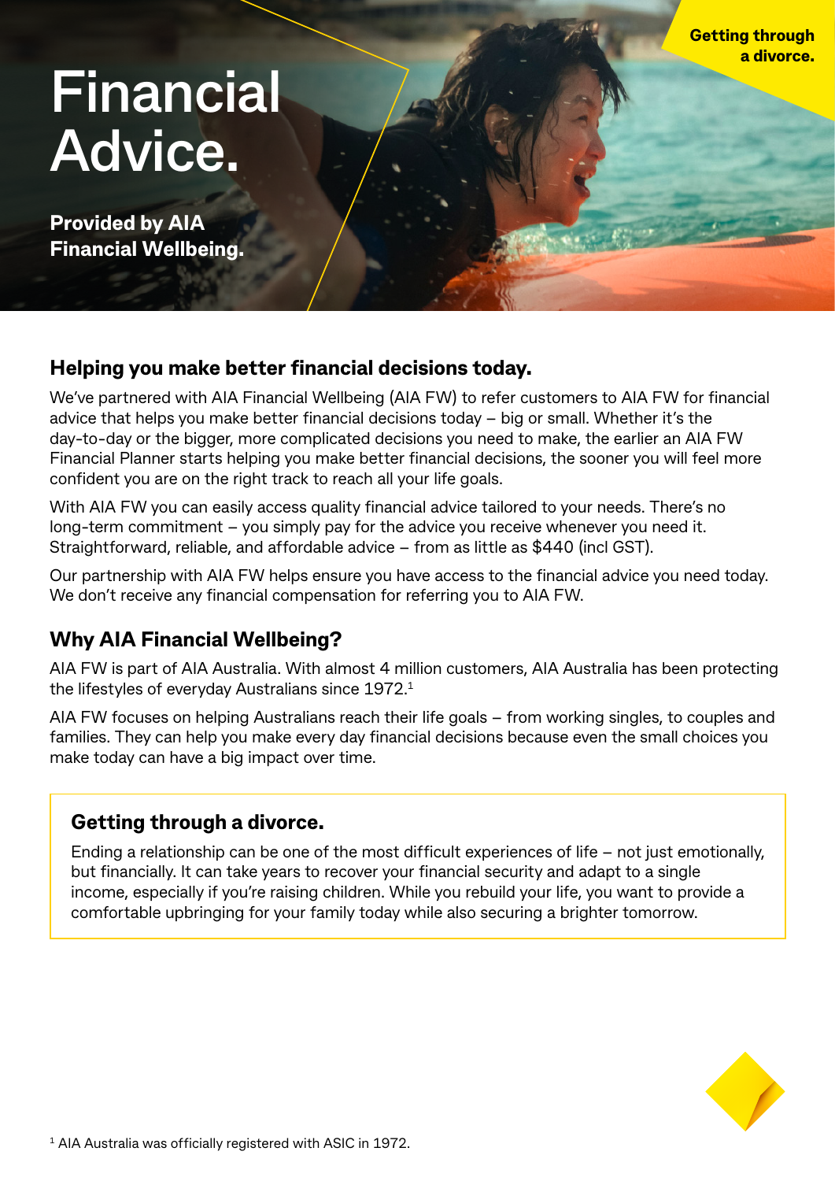Getting through a divorce.

# Financial Advice.

**Provided by AIA Financial Wellbeing.**

## Helping you make better financial decisions today.

We've partnered with AIA Financial Wellbeing (AIA FW) to refer customers to AIA FW for financial advice that helps you make better financial decisions today – big or small. Whether it's the day-to-day or the bigger, more complicated decisions you need to make, the earlier an AIA FW Financial Planner starts helping you make better financial decisions, the sooner you will feel more confident you are on the right track to reach all your life goals.

With AIA FW you can easily access quality financial advice tailored to your needs. There's no long-term commitment – you simply pay for the advice you receive whenever you need it. Straightforward, reliable, and affordable advice – from as little as $440 (incl GST).

Our partnership with AIA FW helps ensure you have access to the financial advice you need today. We don't receive any financial compensation for referring you to AIA FW.

## Why AIA Financial Wellbeing?

AIA FW is part of AIA Australia. With almost 4 million customers, AIA Australia has been protecting the lifestyles of everyday Australians since 1972.[1]

AIA FW focuses on helping Australians reach their life goals – from working singles, to couples and families. They can help you make every day financial decisions because even the small choices you make today can have a big impact over time.

### Getting through a divorce.

Ending a relationship can be one of the most difficult experiences of life – not just emotionally, but financially. It can take years to recover your financial security and adapt to a single income, especially if you're raising children. While you rebuild your life, you want to provide a comfortable upbringing for your family today while also securing a brighter tomorrow.

[1] AIA Australia was officially registered with ASIC in 1972.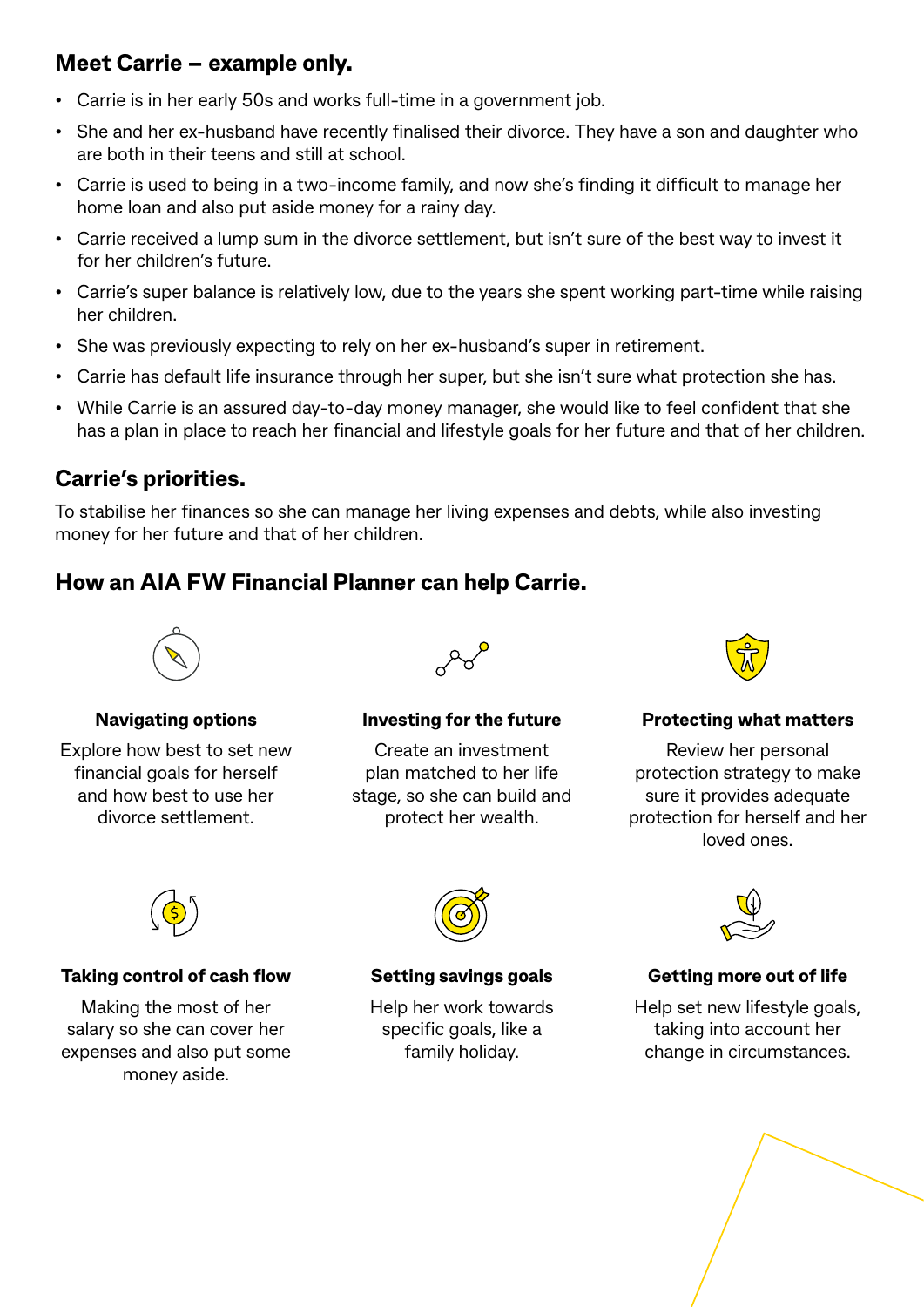## Meet Carrie – example only.

- Carrie is in her early 50s and works full-time in a government job.
- She and her ex-husband have recently finalised their divorce. They have a son and daughter who are both in their teens and still at school.
- Carrie is used to being in a two-income family, and now she's finding it difficult to manage her home loan and also put aside money for a rainy day.
- Carrie received a lump sum in the divorce settlement, but isn't sure of the best way to invest it for her children's future.
- Carrie's super balance is relatively low, due to the years she spent working part-time while raising her children.
- She was previously expecting to rely on her ex-husband's super in retirement.
- Carrie has default life insurance through her super, but she isn't sure what protection she has.
- While Carrie is an assured day-to-day money manager, she would like to feel confident that she has a plan in place to reach her financial and lifestyle goals for her future and that of her children.

## Carrie's priorities.

To stabilise her finances so she can manage her living expenses and debts, while also investing money for her future and that of her children.

## How an AIA FW Financial Planner can help Carrie.

**Navigating options**

Explore how best to set new financial goals for herself and how best to use her divorce settlement.

**Investing for the future**

Create an investment plan matched to her life stage, so she can build and protect her wealth.

**Protecting what matters**

Review her personal protection strategy to make sure it provides adequate protection for herself and her loved ones.

**Taking control of cash flow**

Making the most of her salary so she can cover her expenses and also put some money aside.

**Setting savings goals**

Help her work towards specific goals, like a family holiday.

**Getting more out of life**

Help set new lifestyle goals, taking into account her change in circumstances.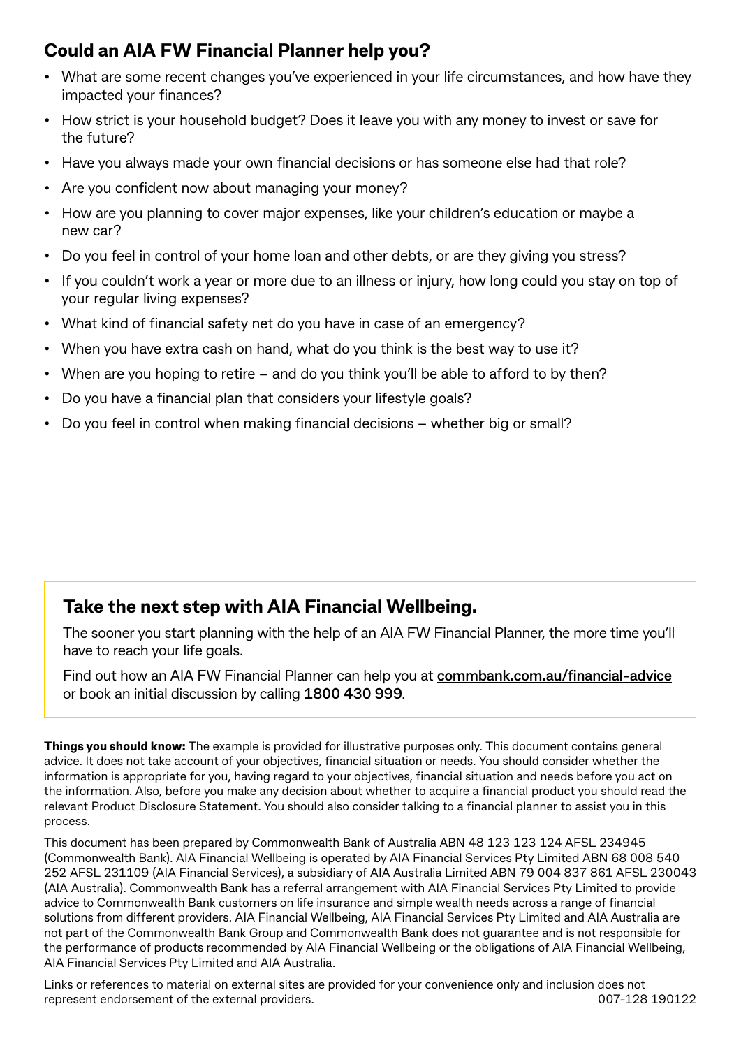## Could an AIA FW Financial Planner help you?

- What are some recent changes you've experienced in your life circumstances, and how have they impacted your finances?
- How strict is your household budget? Does it leave you with any money to invest or save for the future?
- Have you always made your own financial decisions or has someone else had that role?
- Are you confident now about managing your money?
- How are you planning to cover major expenses, like your children's education or maybe a new car?
- Do you feel in control of your home loan and other debts, or are they giving you stress?
- If you couldn't work a year or more due to an illness or injury, how long could you stay on top of your regular living expenses?
- What kind of financial safety net do you have in case of an emergency?
- When you have extra cash on hand, what do you think is the best way to use it?
- When are you hoping to retire – and do you think you'll be able to afford to by then?
- Do you have a financial plan that considers your lifestyle goals?
- Do you feel in control when making financial decisions – whether big or small?

### Take the next step with AIA Financial Wellbeing.

The sooner you start planning with the help of an AIA FW Financial Planner, the more time you'll have to reach your life goals.

Find out how an AIA FW Financial Planner can help you at **commbank.com.au/financial-advice** or book an initial discussion by calling **1800 430 999**.

**Things you should know:** The example is provided for illustrative purposes only. This document contains general advice. It does not take account of your objectives, financial situation or needs. You should consider whether the information is appropriate for you, having regard to your objectives, financial situation and needs before you act on the information. Also, before you make any decision about whether to acquire a financial product you should read the relevant Product Disclosure Statement. You should also consider talking to a financial planner to assist you in this process.

This document has been prepared by Commonwealth Bank of Australia ABN 48 123 123 124 AFSL 234945 (Commonwealth Bank). AIA Financial Wellbeing is operated by AIA Financial Services Pty Limited ABN 68 008 540 252 AFSL 231109 (AIA Financial Services), a subsidiary of AIA Australia Limited ABN 79 004 837 861 AFSL 230043 (AIA Australia). Commonwealth Bank has a referral arrangement with AIA Financial Services Pty Limited to provide advice to Commonwealth Bank customers on life insurance and simple wealth needs across a range of financial solutions from different providers. AIA Financial Wellbeing, AIA Financial Services Pty Limited and AIA Australia are not part of the Commonwealth Bank Group and Commonwealth Bank does not guarantee and is not responsible for the performance of products recommended by AIA Financial Wellbeing or the obligations of AIA Financial Wellbeing, AIA Financial Services Pty Limited and AIA Australia.

Links or references to material on external sites are provided for your convenience only and inclusion does not represent endorsement of the external providers. 007-128 190122